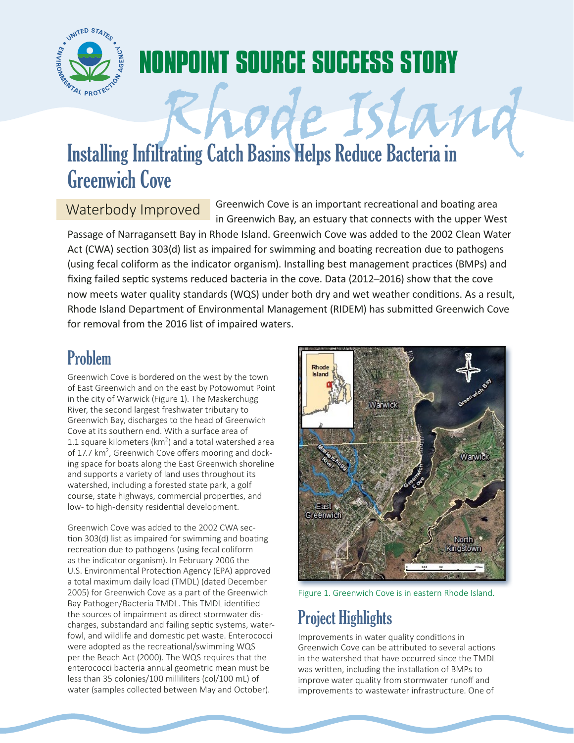# NONPOINT SOURCE SUCCESS STORY

## Rhode Island

# Installing Infiltrating Catch Basins Helps Reduce Bacteria in Greenwich Cove

**Waterbody Improved** Greenwich Cove is an important recreational and boating area in Greenwich Bay, an estuary that connects with the upper West Passage of Narragansett Bay in Rhode Island. Greenwich Cove was added to the 2002 Clean Water Act (CWA) section 303(d) list as impaired for swimming and boating recreation due to pathogens (using fecal coliform as the indicator organism). Installing best management practices (BMPs) and fixing failed septic systems reduced bacteria in the cove. Data (2012–2016) show that the cove now meets water quality standards (WQS) under both dry and wet weather conditions. As a result, Rhode Island Department of Environmental Management (RIDEM) has submitted Greenwich Cove for removal from the 2016 list of impaired waters.

## Problem

Greenwich Cove is bordered on the west by the town of East Greenwich and on the east by Potowomut Point in the city of Warwick (Figure 1). The Maskerchugg River, the second largest freshwater tributary to Greenwich Bay, discharges to the head of Greenwich Cove at its southern end. With a surface area of 1.1 square kilometers ($km^2$) and a total watershed area of 17.7 $km^2$, Greenwich Cove offers mooring and docking space for boats along the East Greenwich shoreline and supports a variety of land uses throughout its watershed, including a forested state park, a golf course, state highways, commercial properties, and low- to high-density residential development.

Greenwich Cove was added to the 2002 CWA section 303(d) list as impaired for swimming and boating recreation due to pathogens (using fecal coliform as the indicator organism). In February 2006 the U.S. Environmental Protection Agency (EPA) approved a total maximum daily load (TMDL) (dated December 2005) for Greenwich Cove as a part of the Greenwich Bay Pathogen/Bacteria TMDL. This TMDL identified the sources of impairment as direct stormwater discharges, substandard and failing septic systems, waterfowl, and wildlife and domestic pet waste. Enterococci were adopted as the recreational/swimming WQS per the Beach Act (2000). The WQS requires that the enterococci bacteria annual geometric mean must be less than 35 colonies/100 milliliters (col/100 mL) of water (samples collected between May and October).

Figure 1. Greenwich Cove is in eastern Rhode Island.

## Project Highlights

Improvements in water quality conditions in Greenwich Cove can be attributed to several actions in the watershed that have occurred since the TMDL was written, including the installation of BMPs to improve water quality from stormwater runoff and improvements to wastewater infrastructure. One of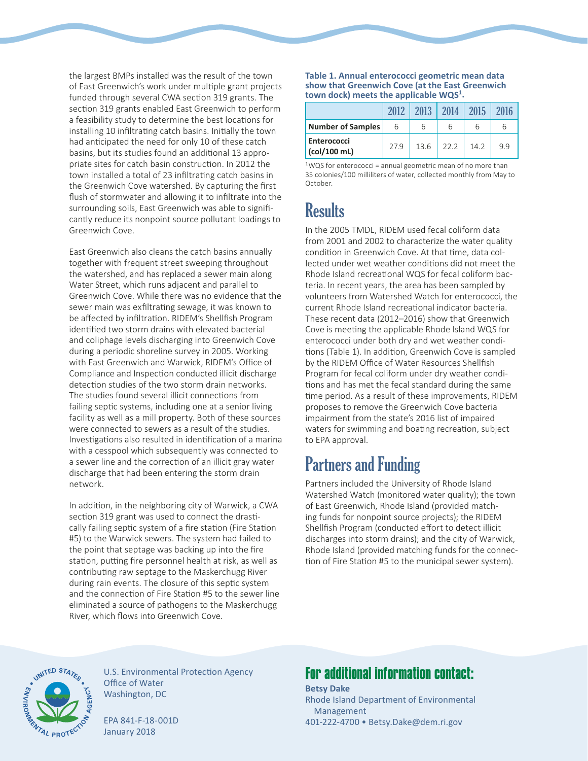the largest BMPs installed was the result of the town of East Greenwich's work under multiple grant projects funded through several CWA section 319 grants. The section 319 grants enabled East Greenwich to perform a feasibility study to determine the best locations for installing 10 infiltrating catch basins. Initially the town had anticipated the need for only 10 of these catch basins, but its studies found an additional 13 appropriate sites for catch basin construction. In 2012 the town installed a total of 23 infiltrating catch basins in the Greenwich Cove watershed. By capturing the first flush of stormwater and allowing it to infiltrate into the surrounding soils, East Greenwich was able to significantly reduce its nonpoint source pollutant loadings to Greenwich Cove.

East Greenwich also cleans the catch basins annually together with frequent street sweeping throughout the watershed, and has replaced a sewer main along Water Street, which runs adjacent and parallel to Greenwich Cove. While there was no evidence that the sewer main was exfiltrating sewage, it was known to be affected by infiltration. RIDEM's Shellfish Program identified two storm drains with elevated bacterial and coliphage levels discharging into Greenwich Cove during a periodic shoreline survey in 2005. Working with East Greenwich and Warwick, RIDEM's Office of Compliance and Inspection conducted illicit discharge detection studies of the two storm drain networks. The studies found several illicit connections from failing septic systems, including one at a senior living facility as well as a mill property. Both of these sources were connected to sewers as a result of the studies. Investigations also resulted in identification of a marina with a cesspool which subsequently was connected to a sewer line and the correction of an illicit gray water discharge that had been entering the storm drain network.

In addition, in the neighboring city of Warwick, a CWA section 319 grant was used to connect the drastically failing septic system of a fire station (Fire Station #5) to the Warwick sewers. The system had failed to the point that septage was backing up into the fire station, putting fire personnel health at risk, as well as contributing raw septage to the Maskerchugg River during rain events. The closure of this septic system and the connection of Fire Station #5 to the sewer line eliminated a source of pathogens to the Maskerchugg River, which flows into Greenwich Cove.

**Table 1. Annual enterococci geometric mean data show that Greenwich Cove (at the East Greenwich town dock) meets the applicable WQS[1].**

| | 2012 | 2013 | 2014 | 2015 | 2016 |
|---|---|---|---|---|---|
| **Number of Samples** | 6 | 6 | 6 | 6 | 6 |
| **Enterococci (col/100 mL)** | 27.9 | 13.6 | 22.2 | 14.2 | 9.9 |

[1] WQS for enterococci = annual geometric mean of no more than 35 colonies/100 milliliters of water, collected monthly from May to October.

## Results

In the 2005 TMDL, RIDEM used fecal coliform data from 2001 and 2002 to characterize the water quality condition in Greenwich Cove. At that time, data collected under wet weather conditions did not meet the Rhode Island recreational WQS for fecal coliform bacteria. In recent years, the area has been sampled by volunteers from Watershed Watch for enterococci, the current Rhode Island recreational indicator bacteria. These recent data (2012–2016) show that Greenwich Cove is meeting the applicable Rhode Island WQS for enterococci under both dry and wet weather conditions (Table 1). In addition, Greenwich Cove is sampled by the RIDEM Office of Water Resources Shellfish Program for fecal coliform under dry weather conditions and has met the fecal standard during the same time period. As a result of these improvements, RIDEM proposes to remove the Greenwich Cove bacteria impairment from the state's 2016 list of impaired waters for swimming and boating recreation, subject to EPA approval.

## Partners and Funding

Partners included the University of Rhode Island Watershed Watch (monitored water quality); the town of East Greenwich, Rhode Island (provided matching funds for nonpoint source projects); the RIDEM Shellfish Program (conducted effort to detect illicit discharges into storm drains); and the city of Warwick, Rhode Island (provided matching funds for the connection of Fire Station #5 to the municipal sewer system).

U.S. Environmental Protection Agency
Office of Water
Washington, DC

EPA 841-F-18-001D
January 2018

## For additional information contact:

**Betsy Dake**
Rhode Island Department of Environmental Management
401-222-4700 • Betsy.Dake@dem.ri.gov